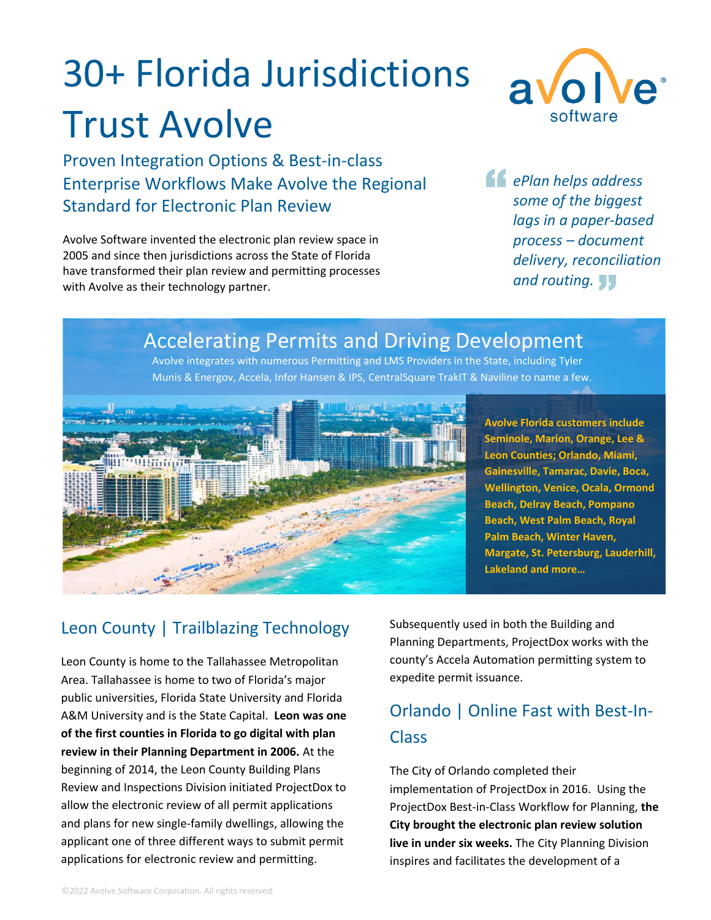# 30+ Florida Jurisdictions Trust Avolve

avolve software

## Proven Integration Options & Best-in-class Enterprise Workflows Make Avolve the Regional Standard for Electronic Plan Review

Avolve Software invented the electronic plan review space in 2005 and since then jurisdictions across the State of Florida have transformed their plan review and permitting processes with Avolve as their technology partner.

> *ePlan helps address some of the biggest lags in a paper-based process – document delivery, reconciliation and routing.*

## Accelerating Permits and Driving Development

Avolve integrates with numerous Permitting and LMS Providers in the State, including Tyler Munis & Energov, Accela, Infor Hansen & IPS, CentralSquare TrakIT & Naviline to name a few.

**Avolve Florida customers include Seminole, Marion, Orange, Lee & Leon Counties; Orlando, Miami, Gainesville, Tamarac, Davie, Boca, Wellington, Venice, Ocala, Ormond Beach, Delray Beach, Pompano Beach, West Palm Beach, Royal Palm Beach, Winter Haven, Margate, St. Petersburg, Lauderhill, Lakeland and more…**

## Leon County | Trailblazing Technology

Leon County is home to the Tallahassee Metropolitan Area. Tallahassee is home to two of Florida's major public universities, Florida State University and Florida A&M University and is the State Capital. **Leon was one of the first counties in Florida to go digital with plan review in their Planning Department in 2006.** At the beginning of 2014, the Leon County Building Plans Review and Inspections Division initiated ProjectDox to allow the electronic review of all permit applications and plans for new single-family dwellings, allowing the applicant one of three different ways to submit permit applications for electronic review and permitting.

Subsequently used in both the Building and Planning Departments, ProjectDox works with the county's Accela Automation permitting system to expedite permit issuance.

## Orlando | Online Fast with Best-In-Class

The City of Orlando completed their implementation of ProjectDox in 2016. Using the ProjectDox Best-in-Class Workflow for Planning, **the City brought the electronic plan review solution live in under six weeks.** The City Planning Division inspires and facilitates the development of a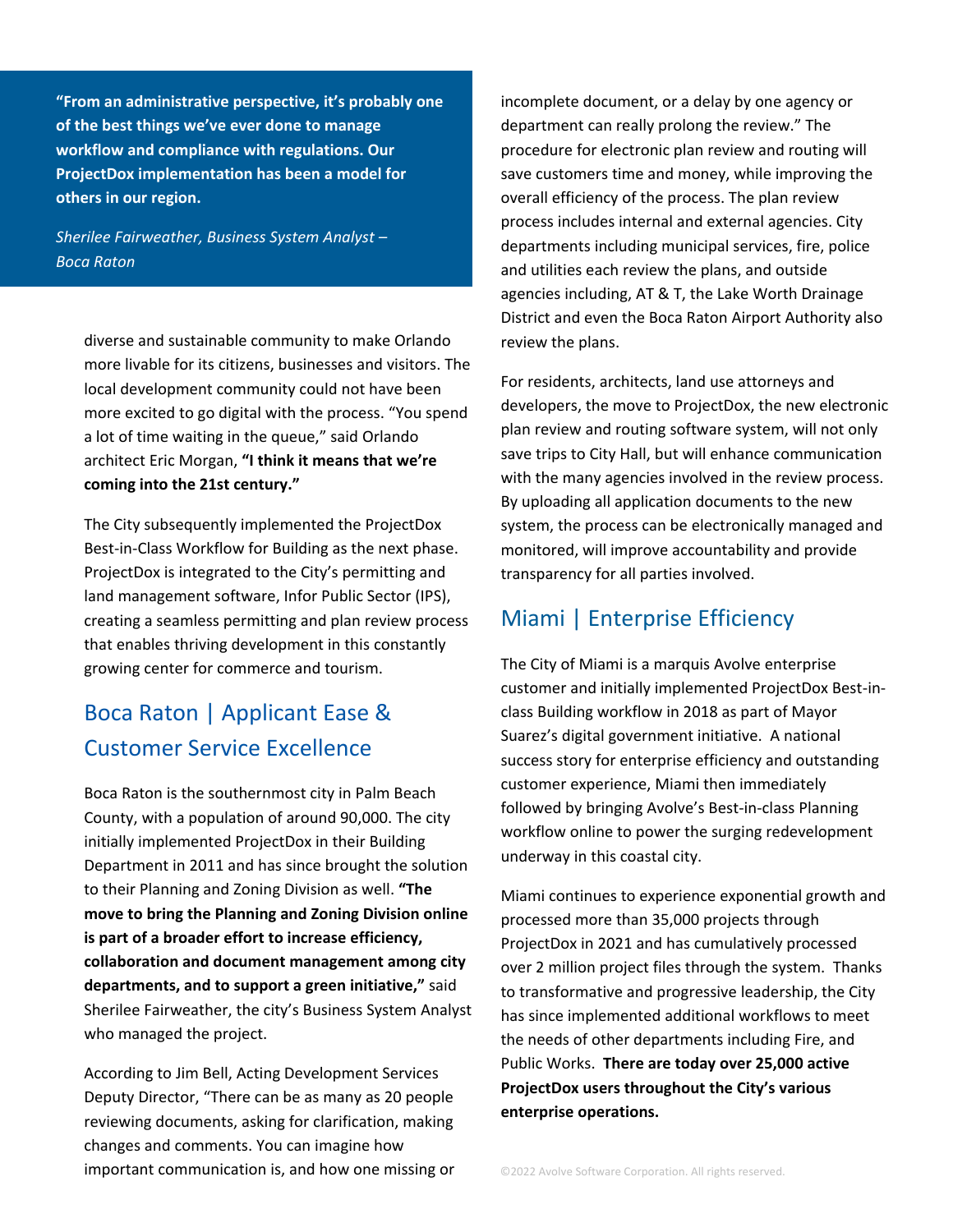**"From an administrative perspective, it's probably one of the best things we've ever done to manage workflow and compliance with regulations. Our ProjectDox implementation has been a model for others in our region.**

*Sherilee Fairweather, Business System Analyst – Boca Raton*

diverse and sustainable community to make Orlando more livable for its citizens, businesses and visitors. The local development community could not have been more excited to go digital with the process. "You spend a lot of time waiting in the queue," said Orlando architect Eric Morgan, **"I think it means that we're coming into the 21st century."**

The City subsequently implemented the ProjectDox Best-in-Class Workflow for Building as the next phase. ProjectDox is integrated to the City's permitting and land management software, Infor Public Sector (IPS), creating a seamless permitting and plan review process that enables thriving development in this constantly growing center for commerce and tourism.

## Boca Raton | Applicant Ease & Customer Service Excellence

Boca Raton is the southernmost city in Palm Beach County, with a population of around 90,000. The city initially implemented ProjectDox in their Building Department in 2011 and has since brought the solution to their Planning and Zoning Division as well. **"The move to bring the Planning and Zoning Division online is part of a broader effort to increase efficiency, collaboration and document management among city departments, and to support a green initiative,"** said Sherilee Fairweather, the city's Business System Analyst who managed the project.

According to Jim Bell, Acting Development Services Deputy Director, "There can be as many as 20 people reviewing documents, asking for clarification, making changes and comments. You can imagine how important communication is, and how one missing or incomplete document, or a delay by one agency or department can really prolong the review." The procedure for electronic plan review and routing will save customers time and money, while improving the overall efficiency of the process. The plan review process includes internal and external agencies. City departments including municipal services, fire, police and utilities each review the plans, and outside agencies including, AT & T, the Lake Worth Drainage District and even the Boca Raton Airport Authority also review the plans.

For residents, architects, land use attorneys and developers, the move to ProjectDox, the new electronic plan review and routing software system, will not only save trips to City Hall, but will enhance communication with the many agencies involved in the review process. By uploading all application documents to the new system, the process can be electronically managed and monitored, will improve accountability and provide transparency for all parties involved.

## Miami | Enterprise Efficiency

The City of Miami is a marquis Avolve enterprise customer and initially implemented ProjectDox Best-in-class Building workflow in 2018 as part of Mayor Suarez's digital government initiative. A national success story for enterprise efficiency and outstanding customer experience, Miami then immediately followed by bringing Avolve's Best-in-class Planning workflow online to power the surging redevelopment underway in this coastal city.

Miami continues to experience exponential growth and processed more than 35,000 projects through ProjectDox in 2021 and has cumulatively processed over 2 million project files through the system. Thanks to transformative and progressive leadership, the City has since implemented additional workflows to meet the needs of other departments including Fire, and Public Works. **There are today over 25,000 active ProjectDox users throughout the City's various enterprise operations.**

©2022 Avolve Software Corporation. All rights reserved.